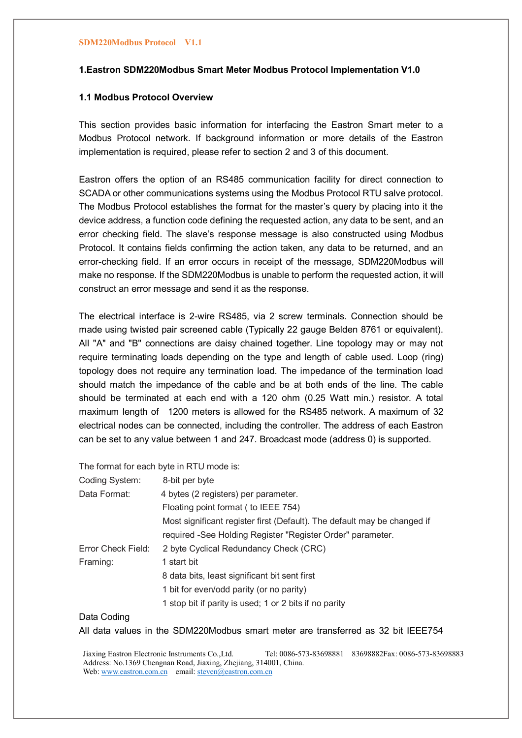# 1.Eastron SDM220Modbus Smart Meter Modbus Protocol Implementation V1.0

## 1.1 Modbus Protocol Overview

This section provides basic information for interfacing the Eastron Smart meter to a Modbus Protocol network. If background information or more details of the Eastron implementation is required, please refer to section 2 and 3 of this document.

Eastron offers the option of an RS485 communication facility for direct connection to SCADA or other communications systems using the Modbus Protocol RTU salve protocol. The Modbus Protocol establishes the format for the master's query by placing into it the device address, a function code defining the requested action, any data to be sent, and an error checking field. The slave's response message is also constructed using Modbus Protocol. It contains fields confirming the action taken, any data to be returned, and an error-checking field. If an error occurs in receipt of the message, SDM220Modbus will make no response. If the SDM220Modbus is unable to perform the requested action, it will construct an error message and send it as the response.

The electrical interface is 2-wire RS485, via 2 screw terminals. Connection should be made using twisted pair screened cable (Typically 22 gauge Belden 8761 or equivalent). All "A" and "B" connections are daisy chained together. Line topology may or may not require terminating loads depending on the type and length of cable used. Loop (ring) topology does not require any termination load. The impedance of the termination load should match the impedance of the cable and be at both ends of the line. The cable should be terminated at each end with a 120 ohm (0.25 Watt min.) resistor. A total maximum length of 1200 meters is allowed for the RS485 network. A maximum of 32 electrical nodes can be connected, including the controller. The address of each Eastron can be set to any value between 1 and 247. Broadcast mode (address 0) is supported.

The format for each byte in RTU mode is:

| | |
|---|---|
| Coding System: | 8-bit per byte |
| Data Format: | 4 bytes (2 registers) per parameter. |
| | Floating point format ( to IEEE 754) |
| | Most significant register first (Default). The default may be changed if required -See Holding Register "Register Order" parameter. |
| Error Check Field: | 2 byte Cyclical Redundancy Check (CRC) |
| Framing: | 1 start bit |
| | 8 data bits, least significant bit sent first |
| | 1 bit for even/odd parity (or no parity) |
| | 1 stop bit if parity is used; 1 or 2 bits if no parity |

Data Coding

All data values in the SDM220Modbus smart meter are transferred as 32 bit IEEE754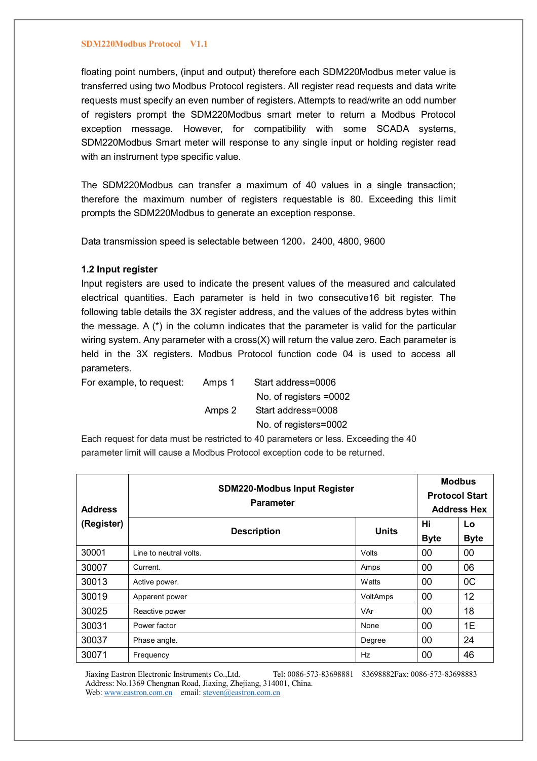floating point numbers, (input and output) therefore each SDM220Modbus meter value is transferred using two Modbus Protocol registers. All register read requests and data write requests must specify an even number of registers. Attempts to read/write an odd number of registers prompt the SDM220Modbus smart meter to return a Modbus Protocol exception message. However, for compatibility with some SCADA systems, SDM220Modbus Smart meter will response to any single input or holding register read with an instrument type specific value.

The SDM220Modbus can transfer a maximum of 40 values in a single transaction; therefore the maximum number of registers requestable is 80. Exceeding this limit prompts the SDM220Modbus to generate an exception response.

Data transmission speed is selectable between 1200，2400, 4800, 9600

### 1.2 Input register

Input registers are used to indicate the present values of the measured and calculated electrical quantities. Each parameter is held in two consecutive16 bit register. The following table details the 3X register address, and the values of the address bytes within the message. A (*) in the column indicates that the parameter is valid for the particular wiring system. Any parameter with a cross(X) will return the value zero. Each parameter is held in the 3X registers. Modbus Protocol function code 04 is used to access all parameters.

For example, to request: Amps 1 Start address=0006
No. of registers =0002
Amps 2 Start address=0008
No. of registers=0002

Each request for data must be restricted to 40 parameters or less. Exceeding the 40 parameter limit will cause a Modbus Protocol exception code to be returned.

| Address (Register) | SDM220-Modbus Input Register Parameter | | Modbus Protocol Start Address Hex | |
|---|---|---|---|---|
| | Description | Units | Hi Byte | Lo Byte |
| 30001 | Line to neutral volts. | Volts | 00 | 00 |
| 30007 | Current. | Amps | 00 | 06 |
| 30013 | Active power. | Watts | 00 | 0C |
| 30019 | Apparent power | VoltAmps | 00 | 12 |
| 30025 | Reactive power | VAr | 00 | 18 |
| 30031 | Power factor | None | 00 | 1E |
| 30037 | Phase angle. | Degree | 00 | 24 |
| 30071 | Frequency | Hz | 00 | 46 |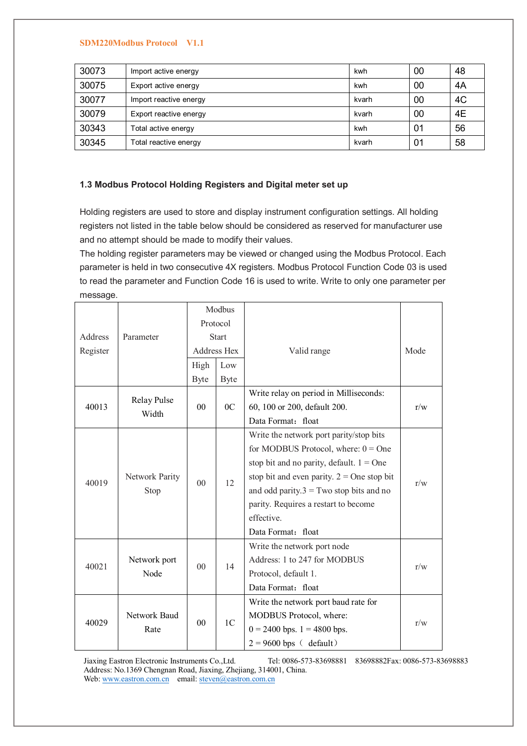| 30073 | Import active energy | kwh | 00 | 48 |
|---|---|---|---|---|
| 30075 | Export active energy | kwh | 00 | 4A |
| 30077 | Import reactive energy | kvarh | 00 | 4C |
| 30079 | Export reactive energy | kvarh | 00 | 4E |
| 30343 | Total active energy | kwh | 01 | 56 |
| 30345 | Total reactive energy | kvarh | 01 | 58 |

### 1.3 Modbus Protocol Holding Registers and Digital meter set up

Holding registers are used to store and display instrument configuration settings. All holding registers not listed in the table below should be considered as reserved for manufacturer use and no attempt should be made to modify their values.

The holding register parameters may be viewed or changed using the Modbus Protocol. Each parameter is held in two consecutive 4X registers. Modbus Protocol Function Code 03 is used to read the parameter and Function Code 16 is used to write. Write to only one parameter per message.

| Address Register | Parameter | Modbus Protocol Start Address Hex | | Valid range | Mode |
|---|---|---|---|---|---|
| | | High Byte | Low Byte | | |
| 40013 | Relay Pulse Width | 00 | 0C | Write relay on period in Milliseconds: 60, 100 or 200, default 200. Data Format：float | r/w |
| 40019 | Network Parity Stop | 00 | 12 | Write the network port parity/stop bits for MODBUS Protocol, where: 0 = One stop bit and no parity, default. 1 = One stop bit and even parity. 2 = One stop bit and odd parity.3 = Two stop bits and no parity. Requires a restart to become effective. Data Format：float | r/w |
| 40021 | Network port Node | 00 | 14 | Write the network port node Address: 1 to 247 for MODBUS Protocol, default 1. Data Format：float | r/w |
| 40029 | Network Baud Rate | 00 | 1C | Write the network port baud rate for MODBUS Protocol, where: 0 = 2400 bps. 1 = 4800 bps. 2 = 9600 bps （ default） | r/w |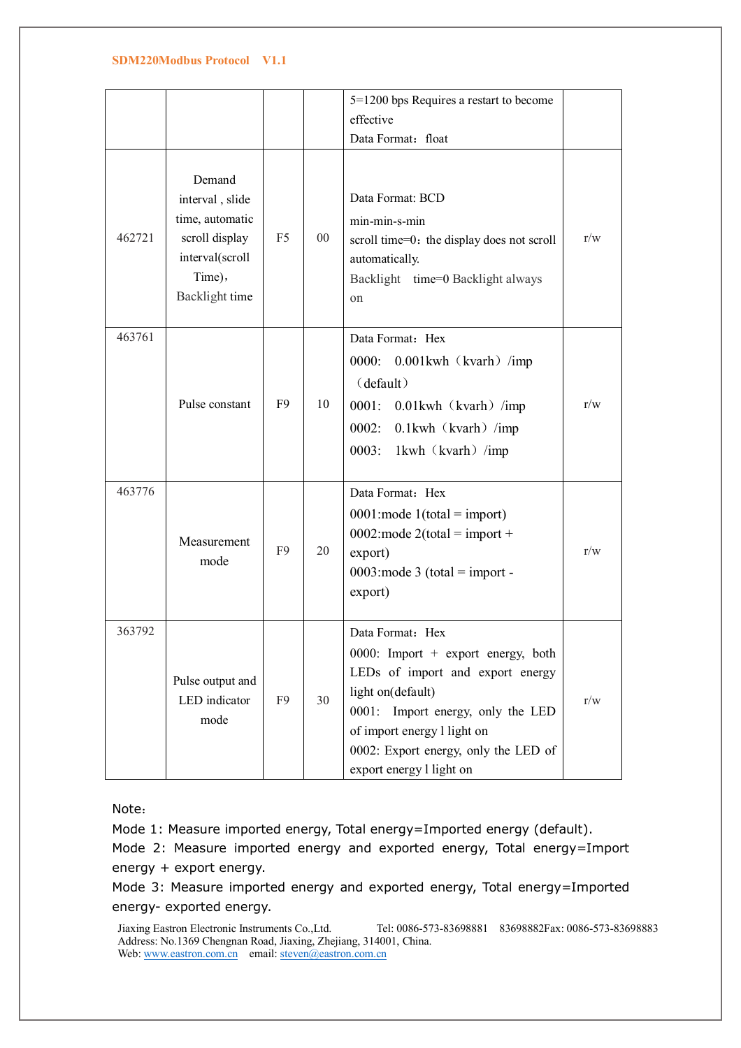| | | | | | |
|---|---|---|---|---|---|
| | | | | 5=1200 bps Requires a restart to become effective<br>Data Format：float | |
| 462721 | Demand interval , slide time, automatic scroll display interval(scroll Time)，Backlight time | F5 | 00 | Data Format: BCD<br>min-min-s-min<br>scroll time=0：the display does not scroll automatically.<br>Backlight time=0 Backlight always on | r/w |
| 463761 | Pulse constant | F9 | 10 | Data Format：Hex<br>0000: 0.001kwh（kvarh）/imp（default）<br>0001: 0.01kwh（kvarh）/imp<br>0002: 0.1kwh（kvarh）/imp<br>0003: 1kwh（kvarh）/imp | r/w |
| 463776 | Measurement mode | F9 | 20 | Data Format：Hex<br>0001:mode 1(total = import)<br>0002:mode 2(total = import + export)<br>0003:mode 3 (total = import - export) | r/w |
| 363792 | Pulse output and LED indicator mode | F9 | 30 | Data Format：Hex<br>0000: Import + export energy, both LEDs of import and export energy light on(default)<br>0001: Import energy, only the LED of import energy l light on<br>0002: Export energy, only the LED of export energy l light on | r/w |

Note：

Mode 1: Measure imported energy, Total energy=Imported energy (default).

Mode 2: Measure imported energy and exported energy, Total energy=Import energy + export energy.

Mode 3: Measure imported energy and exported energy, Total energy=Imported energy- exported energy.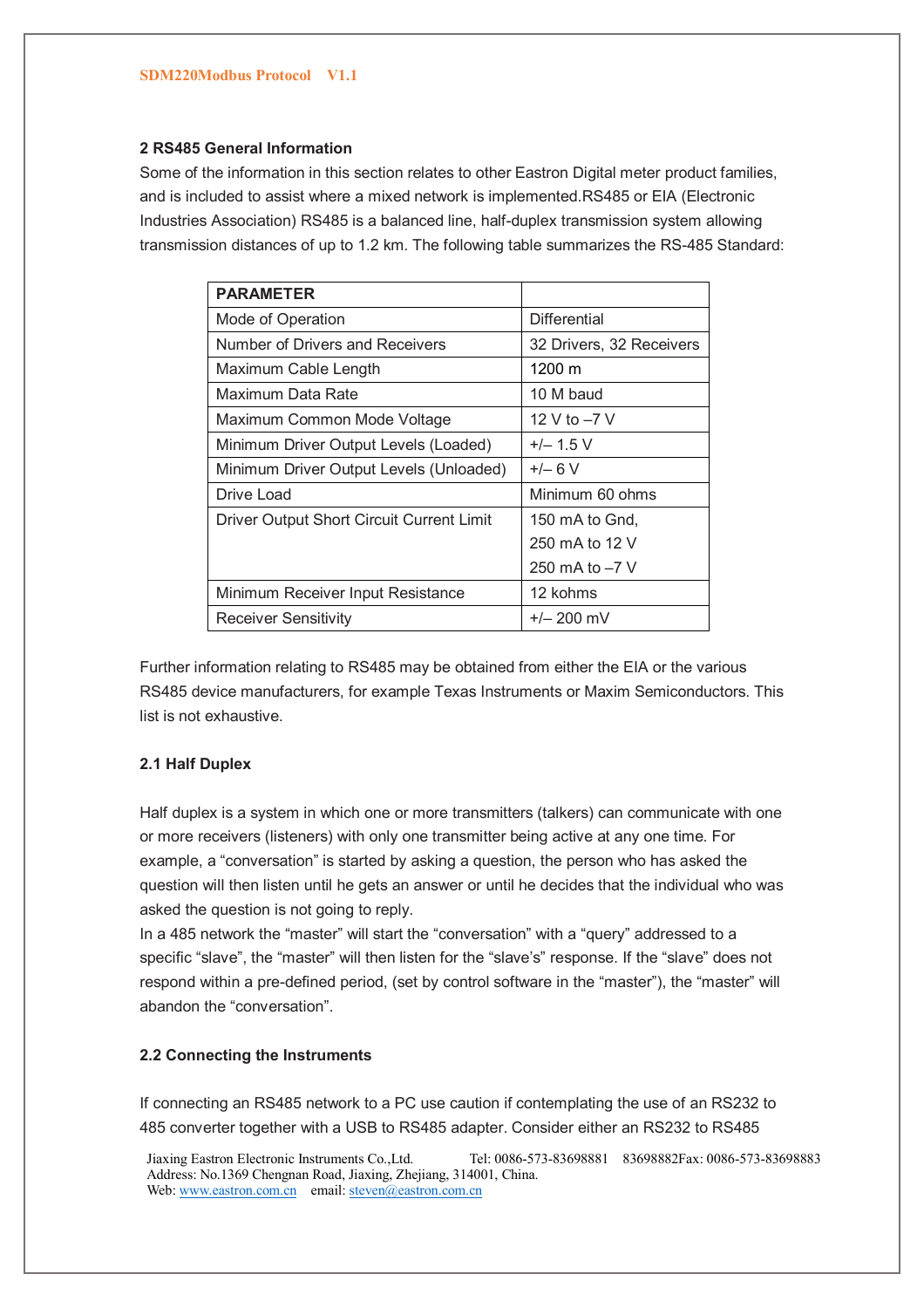## 2 RS485 General Information

Some of the information in this section relates to other Eastron Digital meter product families, and is included to assist where a mixed network is implemented.RS485 or EIA (Electronic Industries Association) RS485 is a balanced line, half-duplex transmission system allowing transmission distances of up to 1.2 km. The following table summarizes the RS-485 Standard:

| PARAMETER | |
|---|---|
| Mode of Operation | Differential |
| Number of Drivers and Receivers | 32 Drivers, 32 Receivers |
| Maximum Cable Length | 1200 m |
| Maximum Data Rate | 10 M baud |
| Maximum Common Mode Voltage | 12 V to –7 V |
| Minimum Driver Output Levels (Loaded) | +/– 1.5 V |
| Minimum Driver Output Levels (Unloaded) | +/– 6 V |
| Drive Load | Minimum 60 ohms |
| Driver Output Short Circuit Current Limit | 150 mA to Gnd,<br>250 mA to 12 V<br>250 mA to –7 V |
| Minimum Receiver Input Resistance | 12 kohms |
| Receiver Sensitivity | +/– 200 mV |

Further information relating to RS485 may be obtained from either the EIA or the various RS485 device manufacturers, for example Texas Instruments or Maxim Semiconductors. This list is not exhaustive.

### 2.1 Half Duplex

Half duplex is a system in which one or more transmitters (talkers) can communicate with one or more receivers (listeners) with only one transmitter being active at any one time. For example, a "conversation" is started by asking a question, the person who has asked the question will then listen until he gets an answer or until he decides that the individual who was asked the question is not going to reply.

In a 485 network the "master" will start the "conversation" with a "query" addressed to a specific "slave", the "master" will then listen for the "slave's" response. If the "slave" does not respond within a pre-defined period, (set by control software in the "master"), the "master" will abandon the "conversation".

### 2.2 Connecting the Instruments

If connecting an RS485 network to a PC use caution if contemplating the use of an RS232 to 485 converter together with a USB to RS485 adapter. Consider either an RS232 to RS485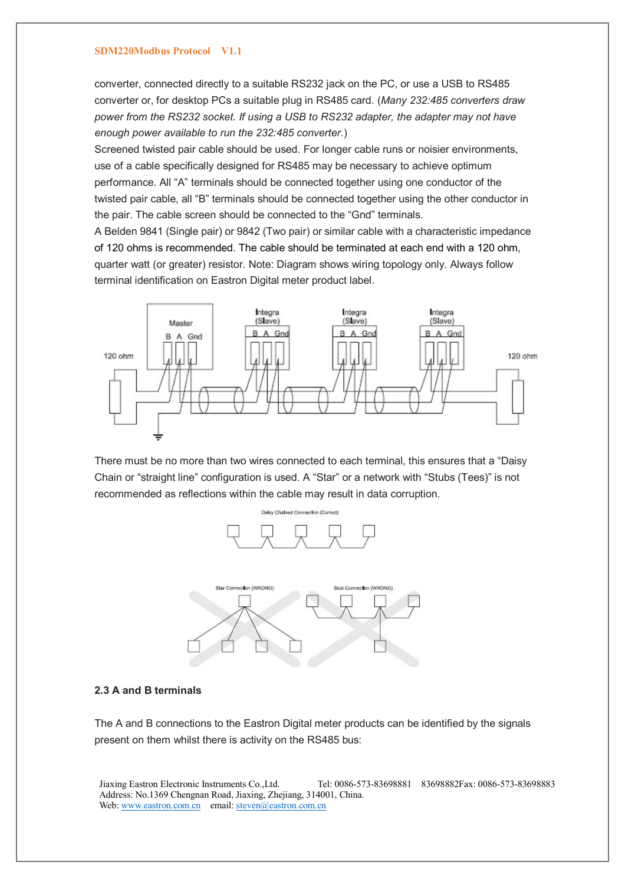converter, connected directly to a suitable RS232 jack on the PC, or use a USB to RS485 converter or, for desktop PCs a suitable plug in RS485 card. (*Many 232:485 converters draw power from the RS232 socket. If using a USB to RS232 adapter, the adapter may not have enough power available to run the 232:485 converter.*)

Screened twisted pair cable should be used. For longer cable runs or noisier environments, use of a cable specifically designed for RS485 may be necessary to achieve optimum performance. All "A" terminals should be connected together using one conductor of the twisted pair cable, all "B" terminals should be connected together using the other conductor in the pair. The cable screen should be connected to the "Gnd" terminals.

A Belden 9841 (Single pair) or 9842 (Two pair) or similar cable with a characteristic impedance of 120 ohms is recommended. The cable should be terminated at each end with a 120 ohm, quarter watt (or greater) resistor. Note: Diagram shows wiring topology only. Always follow terminal identification on Eastron Digital meter product label.

There must be no more than two wires connected to each terminal, this ensures that a "Daisy Chain or "straight line" configuration is used. A "Star" or a network with "Stubs (Tees)" is not recommended as reflections within the cable may result in data corruption.

### 2.3 A and B terminals

The A and B connections to the Eastron Digital meter products can be identified by the signals present on them whilst there is activity on the RS485 bus: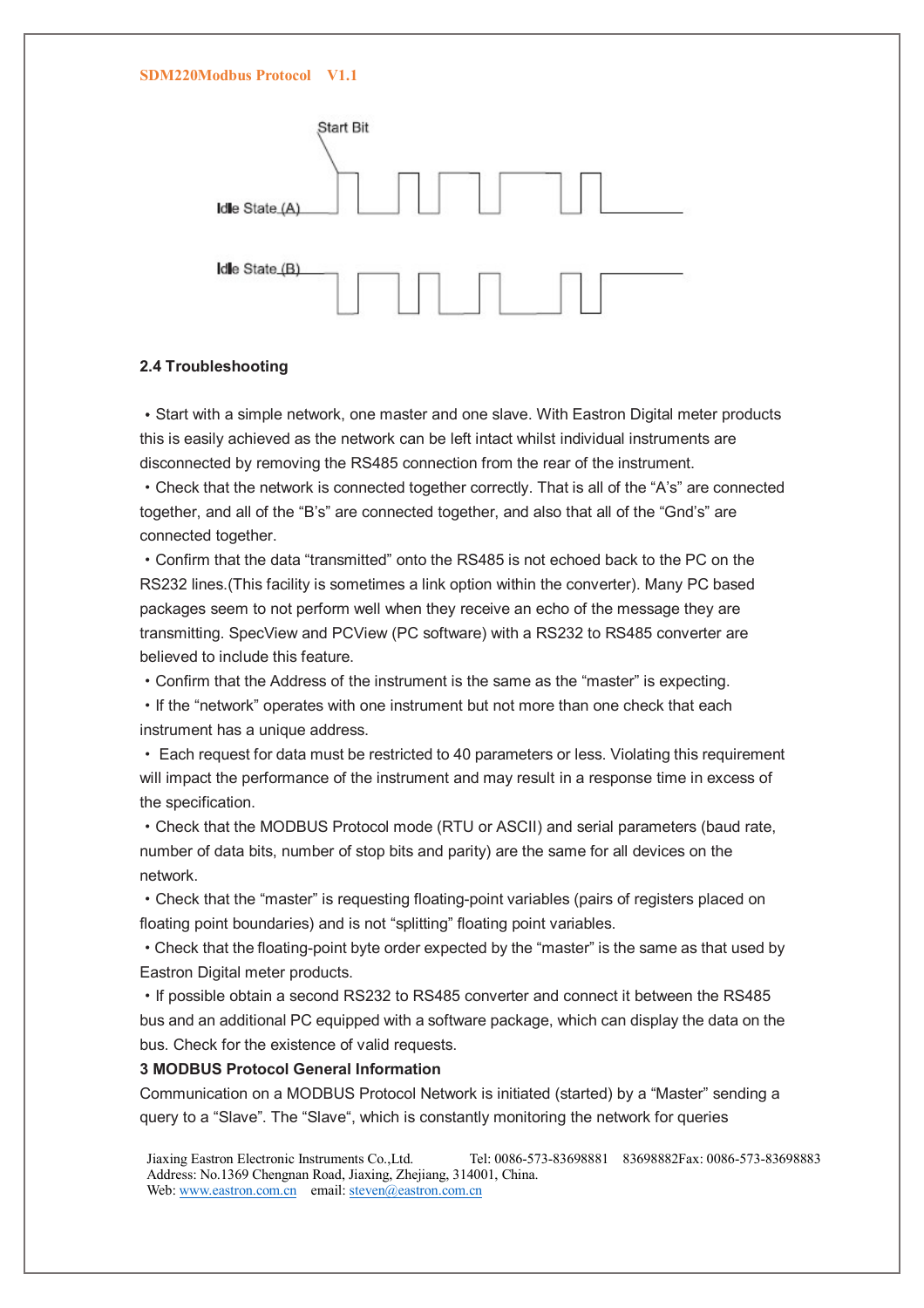Start Bit

Idle State (A)

Idle State (B)

## 2.4 Troubleshooting

- Start with a simple network, one master and one slave. With Eastron Digital meter products this is easily achieved as the network can be left intact whilst individual instruments are disconnected by removing the RS485 connection from the rear of the instrument.
- Check that the network is connected together correctly. That is all of the "A's" are connected together, and all of the "B's" are connected together, and also that all of the "Gnd's" are connected together.
- Confirm that the data "transmitted" onto the RS485 is not echoed back to the PC on the RS232 lines.(This facility is sometimes a link option within the converter). Many PC based packages seem to not perform well when they receive an echo of the message they are transmitting. SpecView and PCView (PC software) with a RS232 to RS485 converter are believed to include this feature.
- Confirm that the Address of the instrument is the same as the "master" is expecting.
- If the "network" operates with one instrument but not more than one check that each instrument has a unique address.
- Each request for data must be restricted to 40 parameters or less. Violating this requirement will impact the performance of the instrument and may result in a response time in excess of the specification.
- Check that the MODBUS Protocol mode (RTU or ASCII) and serial parameters (baud rate, number of data bits, number of stop bits and parity) are the same for all devices on the network.
- Check that the "master" is requesting floating-point variables (pairs of registers placed on floating point boundaries) and is not "splitting" floating point variables.
- Check that the floating-point byte order expected by the "master" is the same as that used by Eastron Digital meter products.
- If possible obtain a second RS232 to RS485 converter and connect it between the RS485 bus and an additional PC equipped with a software package, which can display the data on the bus. Check for the existence of valid requests.

# 3 MODBUS Protocol General Information

Communication on a MODBUS Protocol Network is initiated (started) by a "Master" sending a query to a "Slave". The "Slave", which is constantly monitoring the network for queries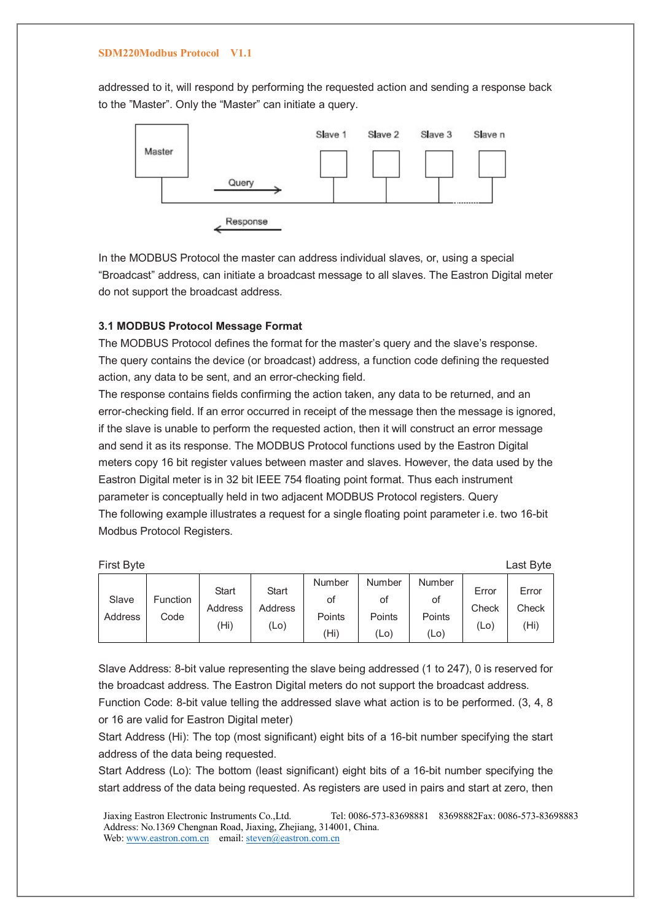addressed to it, will respond by performing the requested action and sending a response back to the "Master". Only the "Master" can initiate a query.

In the MODBUS Protocol the master can address individual slaves, or, using a special "Broadcast" address, can initiate a broadcast message to all slaves. The Eastron Digital meter do not support the broadcast address.

### 3.1 MODBUS Protocol Message Format

The MODBUS Protocol defines the format for the master's query and the slave's response. The query contains the device (or broadcast) address, a function code defining the requested action, any data to be sent, and an error-checking field.

The response contains fields confirming the action taken, any data to be returned, and an error-checking field. If an error occurred in receipt of the message then the message is ignored, if the slave is unable to perform the requested action, then it will construct an error message and send it as its response. The MODBUS Protocol functions used by the Eastron Digital meters copy 16 bit register values between master and slaves. However, the data used by the Eastron Digital meter is in 32 bit IEEE 754 floating point format. Thus each instrument parameter is conceptually held in two adjacent MODBUS Protocol registers. Query

The following example illustrates a request for a single floating point parameter i.e. two 16-bit Modbus Protocol Registers.

First Byte                                                                                     Last Byte

| Slave Address | Function Code | Start Address (Hi) | Start Address (Lo) | Number of Points (Hi) | Number of Points (Lo) | Number of Points (Lo) | Error Check (Lo) | Error Check (Hi) |
|---|---|---|---|---|---|---|---|---|

Slave Address: 8-bit value representing the slave being addressed (1 to 247), 0 is reserved for the broadcast address. The Eastron Digital meters do not support the broadcast address.

Function Code: 8-bit value telling the addressed slave what action is to be performed. (3, 4, 8 or 16 are valid for Eastron Digital meter)

Start Address (Hi): The top (most significant) eight bits of a 16-bit number specifying the start address of the data being requested.

Start Address (Lo): The bottom (least significant) eight bits of a 16-bit number specifying the start address of the data being requested. As registers are used in pairs and start at zero, then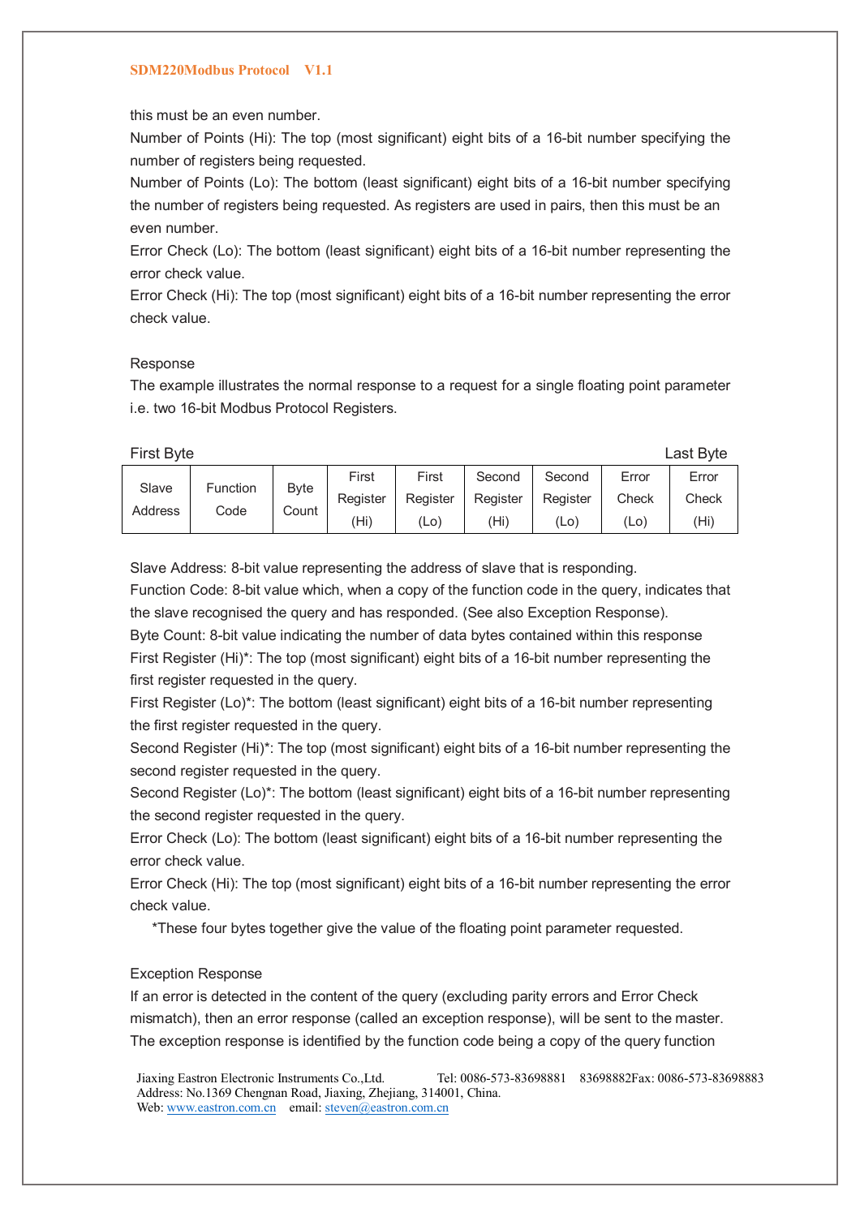this must be an even number.

Number of Points (Hi): The top (most significant) eight bits of a 16-bit number specifying the number of registers being requested.

Number of Points (Lo): The bottom (least significant) eight bits of a 16-bit number specifying the number of registers being requested. As registers are used in pairs, then this must be an even number.

Error Check (Lo): The bottom (least significant) eight bits of a 16-bit number representing the error check value.

Error Check (Hi): The top (most significant) eight bits of a 16-bit number representing the error check value.

Response

The example illustrates the normal response to a request for a single floating point parameter i.e. two 16-bit Modbus Protocol Registers.

First Byte                                                                                                        Last Byte

| Slave Address | Function Code | Byte Count | First Register (Hi) | First Register (Lo) | Second Register (Hi) | Second Register (Lo) | Error Check (Lo) | Error Check (Hi) |
|---|---|---|---|---|---|---|---|---|

Slave Address: 8-bit value representing the address of slave that is responding.

Function Code: 8-bit value which, when a copy of the function code in the query, indicates that the slave recognised the query and has responded. (See also Exception Response).

Byte Count: 8-bit value indicating the number of data bytes contained within this response

First Register (Hi)*: The top (most significant) eight bits of a 16-bit number representing the first register requested in the query.

First Register (Lo)*: The bottom (least significant) eight bits of a 16-bit number representing the first register requested in the query.

Second Register (Hi)*: The top (most significant) eight bits of a 16-bit number representing the second register requested in the query.

Second Register (Lo)*: The bottom (least significant) eight bits of a 16-bit number representing the second register requested in the query.

Error Check (Lo): The bottom (least significant) eight bits of a 16-bit number representing the error check value.

Error Check (Hi): The top (most significant) eight bits of a 16-bit number representing the error check value.

*These four bytes together give the value of the floating point parameter requested.

Exception Response

If an error is detected in the content of the query (excluding parity errors and Error Check mismatch), then an error response (called an exception response), will be sent to the master. The exception response is identified by the function code being a copy of the query function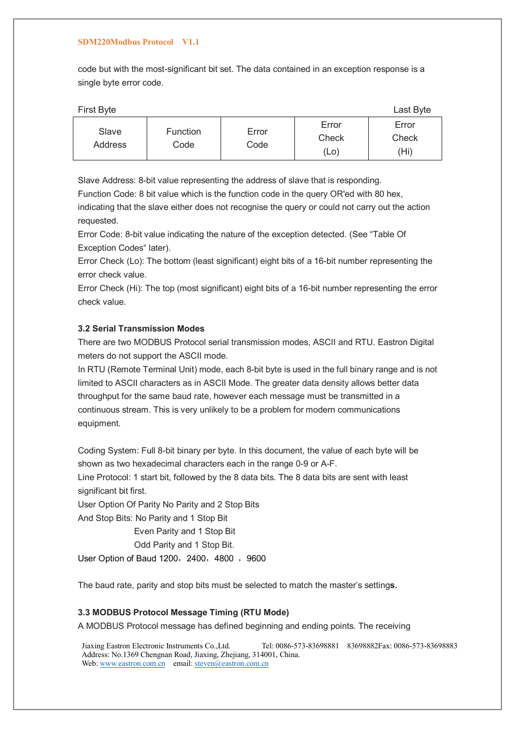code but with the most-significant bit set. The data contained in an exception response is a single byte error code.

First Byte Last Byte

| Slave Address | Function Code | Error Code | Error Check (Lo) | Error Check (Hi) |
|---|---|---|---|---|

Slave Address: 8-bit value representing the address of slave that is responding.
Function Code: 8 bit value which is the function code in the query OR'ed with 80 hex, indicating that the slave either does not recognise the query or could not carry out the action requested.
Error Code: 8-bit value indicating the nature of the exception detected. (See "Table Of Exception Codes" later).
Error Check (Lo): The bottom (least significant) eight bits of a 16-bit number representing the error check value.
Error Check (Hi): The top (most significant) eight bits of a 16-bit number representing the error check value.

### 3.2 Serial Transmission Modes

There are two MODBUS Protocol serial transmission modes, ASCII and RTU. Eastron Digital meters do not support the ASCII mode.
In RTU (Remote Terminal Unit) mode, each 8-bit byte is used in the full binary range and is not limited to ASCII characters as in ASCII Mode. The greater data density allows better data throughput for the same baud rate, however each message must be transmitted in a continuous stream. This is very unlikely to be a problem for modern communications equipment.

Coding System: Full 8-bit binary per byte. In this document, the value of each byte will be shown as two hexadecimal characters each in the range 0-9 or A-F.
Line Protocol: 1 start bit, followed by the 8 data bits. The 8 data bits are sent with least significant bit first.
User Option Of Parity No Parity and 2 Stop Bits
And Stop Bits: No Parity and 1 Stop Bit
Even Parity and 1 Stop Bit
Odd Parity and 1 Stop Bit.
User Option of Baud 1200，2400，4800 ，9600

The baud rate, parity and stop bits must be selected to match the master's setting**s.**

### 3.3 MODBUS Protocol Message Timing (RTU Mode)

A MODBUS Protocol message has defined beginning and ending points. The receiving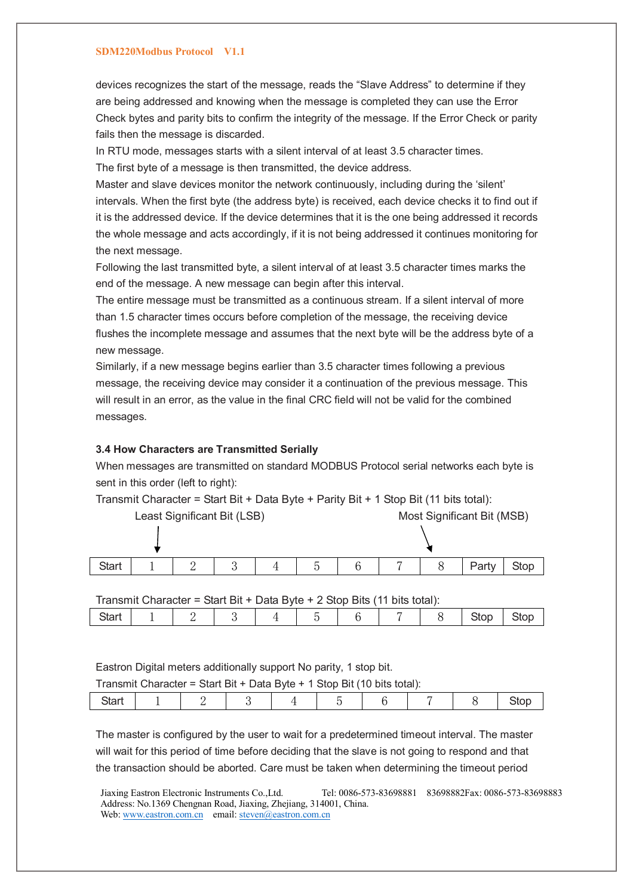devices recognizes the start of the message, reads the "Slave Address" to determine if they are being addressed and knowing when the message is completed they can use the Error Check bytes and parity bits to confirm the integrity of the message. If the Error Check or parity fails then the message is discarded.

In RTU mode, messages starts with a silent interval of at least 3.5 character times.

The first byte of a message is then transmitted, the device address.

Master and slave devices monitor the network continuously, including during the 'silent' intervals. When the first byte (the address byte) is received, each device checks it to find out if it is the addressed device. If the device determines that it is the one being addressed it records the whole message and acts accordingly, if it is not being addressed it continues monitoring for the next message.

Following the last transmitted byte, a silent interval of at least 3.5 character times marks the end of the message. A new message can begin after this interval.

The entire message must be transmitted as a continuous stream. If a silent interval of more than 1.5 character times occurs before completion of the message, the receiving device flushes the incomplete message and assumes that the next byte will be the address byte of a new message.

Similarly, if a new message begins earlier than 3.5 character times following a previous message, the receiving device may consider it a continuation of the previous message. This will result in an error, as the value in the final CRC field will not be valid for the combined messages.

### 3.4 How Characters are Transmitted Serially

When messages are transmitted on standard MODBUS Protocol serial networks each byte is sent in this order (left to right):

Transmit Character = Start Bit + Data Byte + Parity Bit + 1 Stop Bit (11 bits total):

Least Significant Bit (LSB) → 1; Most Significant Bit (MSB) → 8

| Start | 1 | 2 | 3 | 4 | 5 | 6 | 7 | 8 | Party | Stop |
|---|---|---|---|---|---|---|---|---|---|---|

Transmit Character = Start Bit + Data Byte + 2 Stop Bits (11 bits total):

| Start | 1 | 2 | 3 | 4 | 5 | 6 | 7 | 8 | Stop | Stop |
|---|---|---|---|---|---|---|---|---|---|---|

Eastron Digital meters additionally support No parity, 1 stop bit.

Transmit Character = Start Bit + Data Byte + 1 Stop Bit (10 bits total):

| Start | 1 | 2 | 3 | 4 | 5 | 6 | 7 | 8 | Stop |
|---|---|---|---|---|---|---|---|---|---|

The master is configured by the user to wait for a predetermined timeout interval. The master will wait for this period of time before deciding that the slave is not going to respond and that the transaction should be aborted. Care must be taken when determining the timeout period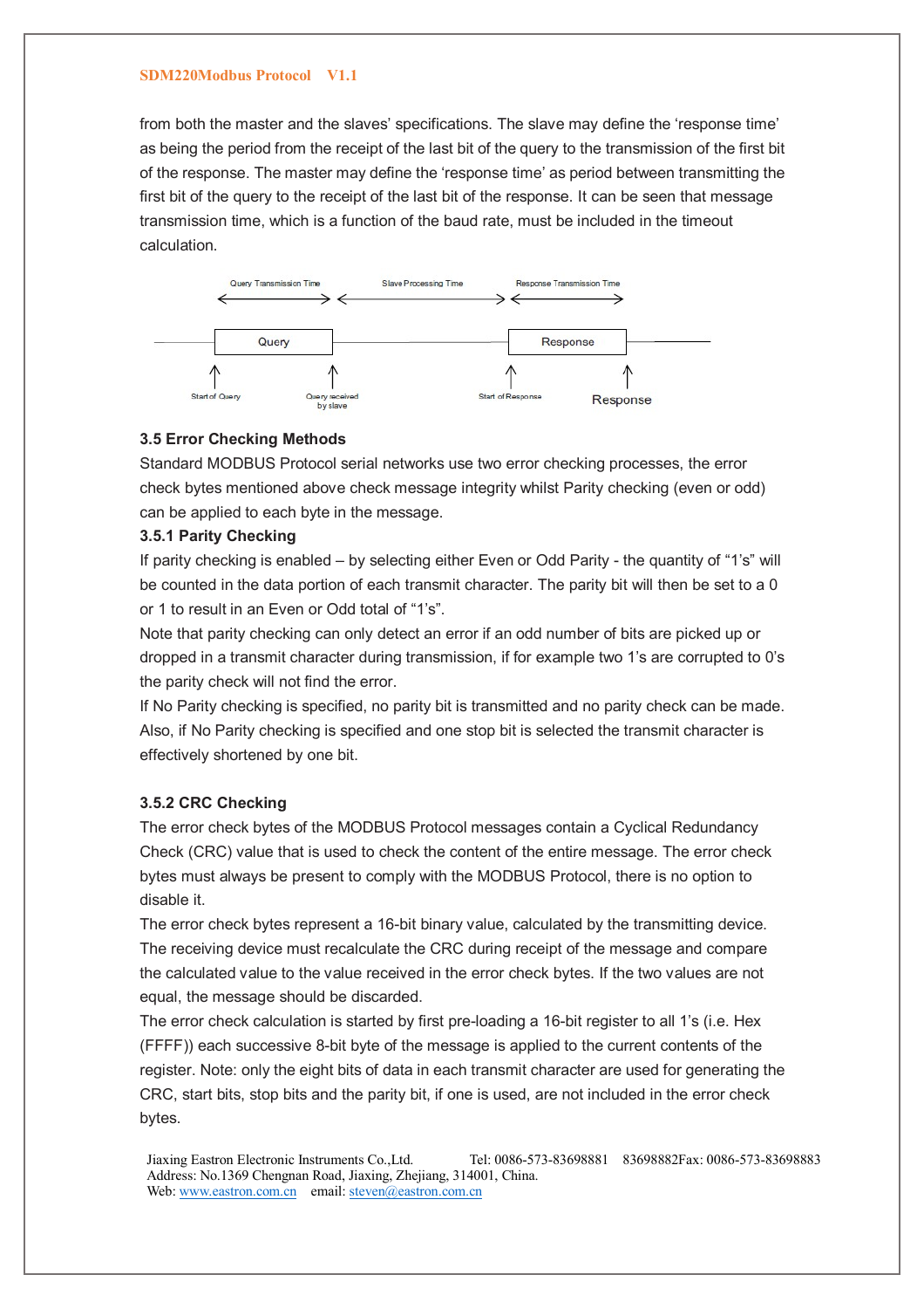from both the master and the slaves' specifications. The slave may define the 'response time' as being the period from the receipt of the last bit of the query to the transmission of the first bit of the response. The master may define the 'response time' as period between transmitting the first bit of the query to the receipt of the last bit of the response. It can be seen that message transmission time, which is a function of the baud rate, must be included in the timeout calculation.

Query Transmission Time — Slave Processing Time — Response Transmission Time

Query — Response

Start of Query — Query received by slave — Start of Response — Response

### 3.5 Error Checking Methods

Standard MODBUS Protocol serial networks use two error checking processes, the error check bytes mentioned above check message integrity whilst Parity checking (even or odd) can be applied to each byte in the message.

#### 3.5.1 Parity Checking

If parity checking is enabled – by selecting either Even or Odd Parity - the quantity of "1's" will be counted in the data portion of each transmit character. The parity bit will then be set to a 0 or 1 to result in an Even or Odd total of "1's".

Note that parity checking can only detect an error if an odd number of bits are picked up or dropped in a transmit character during transmission, if for example two 1's are corrupted to 0's the parity check will not find the error.

If No Parity checking is specified, no parity bit is transmitted and no parity check can be made. Also, if No Parity checking is specified and one stop bit is selected the transmit character is effectively shortened by one bit.

#### 3.5.2 CRC Checking

The error check bytes of the MODBUS Protocol messages contain a Cyclical Redundancy Check (CRC) value that is used to check the content of the entire message. The error check bytes must always be present to comply with the MODBUS Protocol, there is no option to disable it.

The error check bytes represent a 16-bit binary value, calculated by the transmitting device. The receiving device must recalculate the CRC during receipt of the message and compare the calculated value to the value received in the error check bytes. If the two values are not equal, the message should be discarded.

The error check calculation is started by first pre-loading a 16-bit register to all 1's (i.e. Hex (FFFF)) each successive 8-bit byte of the message is applied to the current contents of the register. Note: only the eight bits of data in each transmit character are used for generating the CRC, start bits, stop bits and the parity bit, if one is used, are not included in the error check bytes.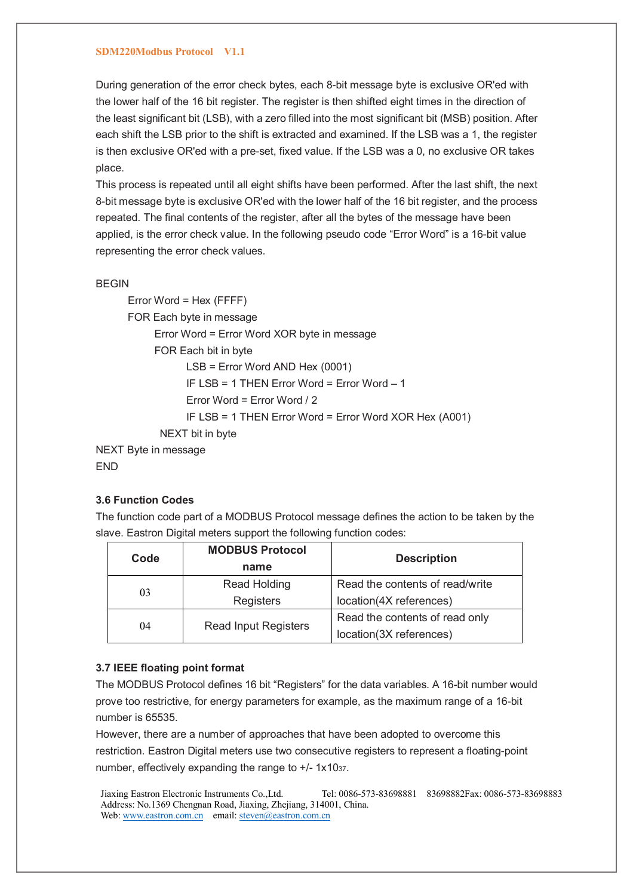During generation of the error check bytes, each 8-bit message byte is exclusive OR'ed with the lower half of the 16 bit register. The register is then shifted eight times in the direction of the least significant bit (LSB), with a zero filled into the most significant bit (MSB) position. After each shift the LSB prior to the shift is extracted and examined. If the LSB was a 1, the register is then exclusive OR'ed with a pre-set, fixed value. If the LSB was a 0, no exclusive OR takes place.

This process is repeated until all eight shifts have been performed. After the last shift, the next 8-bit message byte is exclusive OR'ed with the lower half of the 16 bit register, and the process repeated. The final contents of the register, after all the bytes of the message have been applied, is the error check value. In the following pseudo code "Error Word" is a 16-bit value representing the error check values.

```
BEGIN
    Error Word = Hex (FFFF)
    FOR Each byte in message
        Error Word = Error Word XOR byte in message
        FOR Each bit in byte
            LSB = Error Word AND Hex (0001)
            IF LSB = 1 THEN Error Word = Error Word – 1
            Error Word = Error Word / 2
            IF LSB = 1 THEN Error Word = Error Word XOR Hex (A001)
        NEXT bit in byte
NEXT Byte in message
END
```

### 3.6 Function Codes

The function code part of a MODBUS Protocol message defines the action to be taken by the slave. Eastron Digital meters support the following function codes:

| Code | MODBUS Protocol name | Description |
|---|---|---|
| 03 | Read Holding Registers | Read the contents of read/write location(4X references) |
| 04 | Read Input Registers | Read the contents of read only location(3X references) |

### 3.7 IEEE floating point format

The MODBUS Protocol defines 16 bit "Registers" for the data variables. A 16-bit number would prove too restrictive, for energy parameters for example, as the maximum range of a 16-bit number is 65535.

However, there are a number of approaches that have been adopted to overcome this restriction. Eastron Digital meters use two consecutive registers to represent a floating-point number, effectively expanding the range to +/- $1x10^{37}$.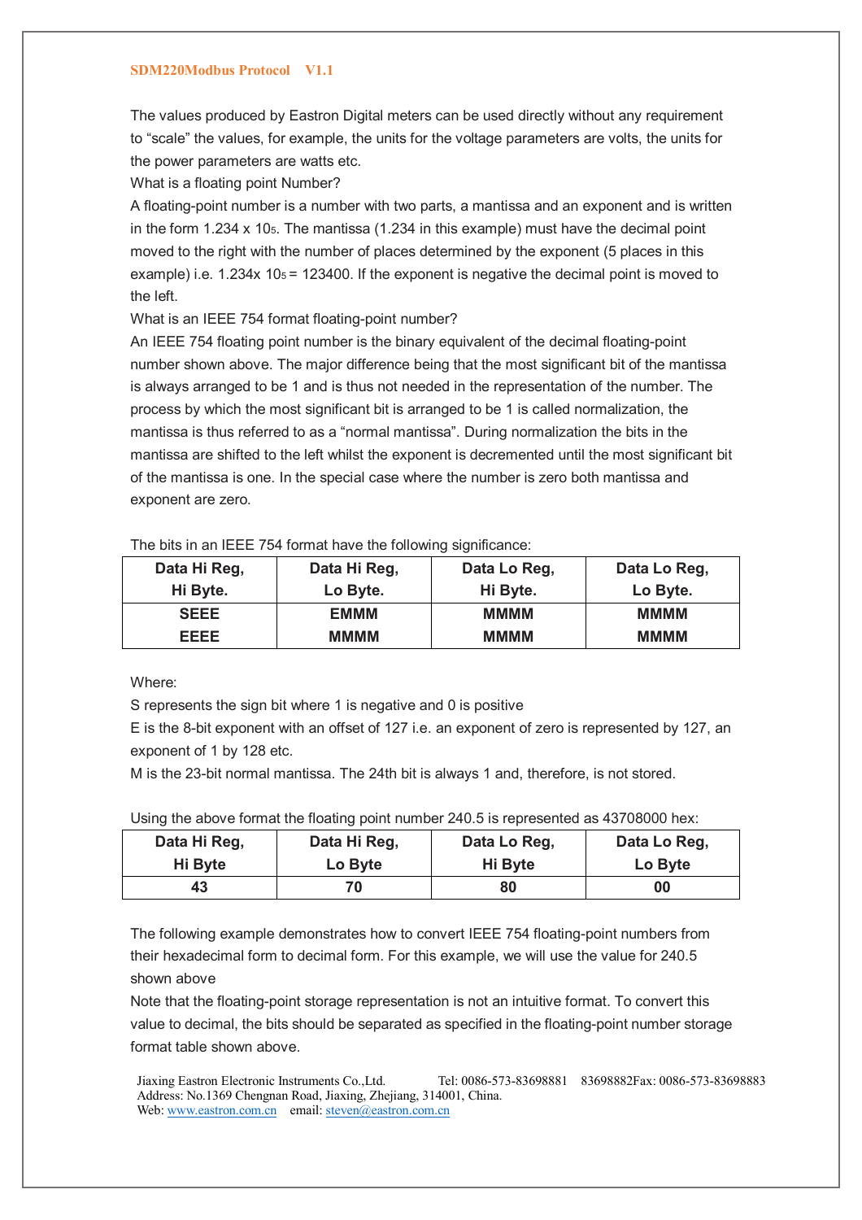The values produced by Eastron Digital meters can be used directly without any requirement to "scale" the values, for example, the units for the voltage parameters are volts, the units for the power parameters are watts etc.

What is a floating point Number?

A floating-point number is a number with two parts, a mantissa and an exponent and is written in the form $1.234 \times 10^5$. The mantissa (1.234 in this example) must have the decimal point moved to the right with the number of places determined by the exponent (5 places in this example) i.e. $1.234 \times 10^5 = 123400$. If the exponent is negative the decimal point is moved to the left.

What is an IEEE 754 format floating-point number?

An IEEE 754 floating point number is the binary equivalent of the decimal floating-point number shown above. The major difference being that the most significant bit of the mantissa is always arranged to be 1 and is thus not needed in the representation of the number. The process by which the most significant bit is arranged to be 1 is called normalization, the mantissa is thus referred to as a "normal mantissa". During normalization the bits in the mantissa are shifted to the left whilst the exponent is decremented until the most significant bit of the mantissa is one. In the special case where the number is zero both mantissa and exponent are zero.

The bits in an IEEE 754 format have the following significance:

| Data Hi Reg, Hi Byte. | Data Hi Reg, Lo Byte. | Data Lo Reg, Hi Byte. | Data Lo Reg, Lo Byte. |
|---|---|---|---|
| SEEE EEEE | EMMM MMMM | MMMM MMMM | MMMM MMMM |

Where:

S represents the sign bit where 1 is negative and 0 is positive

E is the 8-bit exponent with an offset of 127 i.e. an exponent of zero is represented by 127, an exponent of 1 by 128 etc.

M is the 23-bit normal mantissa. The 24th bit is always 1 and, therefore, is not stored.

Using the above format the floating point number 240.5 is represented as 43708000 hex:

| Data Hi Reg, Hi Byte | Data Hi Reg, Lo Byte | Data Lo Reg, Hi Byte | Data Lo Reg, Lo Byte |
|---|---|---|---|
| 43 | 70 | 80 | 00 |

The following example demonstrates how to convert IEEE 754 floating-point numbers from their hexadecimal form to decimal form. For this example, we will use the value for 240.5 shown above

Note that the floating-point storage representation is not an intuitive format. To convert this value to decimal, the bits should be separated as specified in the floating-point number storage format table shown above.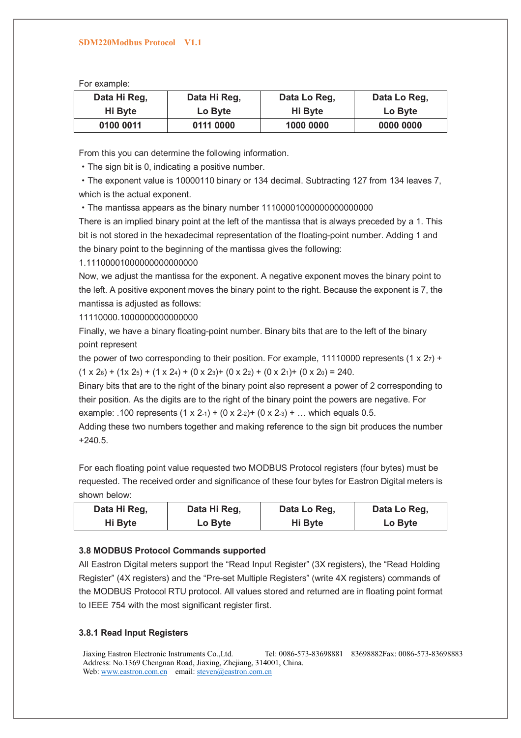For example:

| Data Hi Reg, Hi Byte | Data Hi Reg, Lo Byte | Data Lo Reg, Hi Byte | Data Lo Reg, Lo Byte |
|---|---|---|---|
| 0100 0011 | 0111 0000 | 1000 0000 | 0000 0000 |

From this you can determine the following information.

- The sign bit is 0, indicating a positive number.
- The exponent value is 10000110 binary or 134 decimal. Subtracting 127 from 134 leaves 7, which is the actual exponent.
- The mantissa appears as the binary number 11100001000000000000000

There is an implied binary point at the left of the mantissa that is always preceded by a 1. This bit is not stored in the hexadecimal representation of the floating-point number. Adding 1 and the binary point to the beginning of the mantissa gives the following:

1.11100001000000000000000

Now, we adjust the mantissa for the exponent. A negative exponent moves the binary point to the left. A positive exponent moves the binary point to the right. Because the exponent is 7, the mantissa is adjusted as follows:

11110000.1000000000000000

Finally, we have a binary floating-point number. Binary bits that are to the left of the binary point represent

the power of two corresponding to their position. For example, 11110000 represents $(1 \times 2^7) + (1 \times 2^6) + (1 \times 2^5) + (1 \times 2^4) + (0 \times 2^3) + (0 \times 2^2) + (0 \times 2^1) + (0 \times 2^0) = 240$.

Binary bits that are to the right of the binary point also represent a power of 2 corresponding to their position. As the digits are to the right of the binary point the powers are negative. For example: .100 represents $(1 \times 2^{-1}) + (0 \times 2^{-2}) + (0 \times 2^{-3}) + \ldots$ which equals 0.5.

Adding these two numbers together and making reference to the sign bit produces the number +240.5.

For each floating point value requested two MODBUS Protocol registers (four bytes) must be requested. The received order and significance of these four bytes for Eastron Digital meters is shown below:

| Data Hi Reg, Hi Byte | Data Hi Reg, Lo Byte | Data Lo Reg, Hi Byte | Data Lo Reg, Lo Byte |
|---|---|---|---|

### 3.8 MODBUS Protocol Commands supported

All Eastron Digital meters support the "Read Input Register" (3X registers), the "Read Holding Register" (4X registers) and the "Pre-set Multiple Registers" (write 4X registers) commands of the MODBUS Protocol RTU protocol. All values stored and returned are in floating point format to IEEE 754 with the most significant register first.

#### 3.8.1 Read Input Registers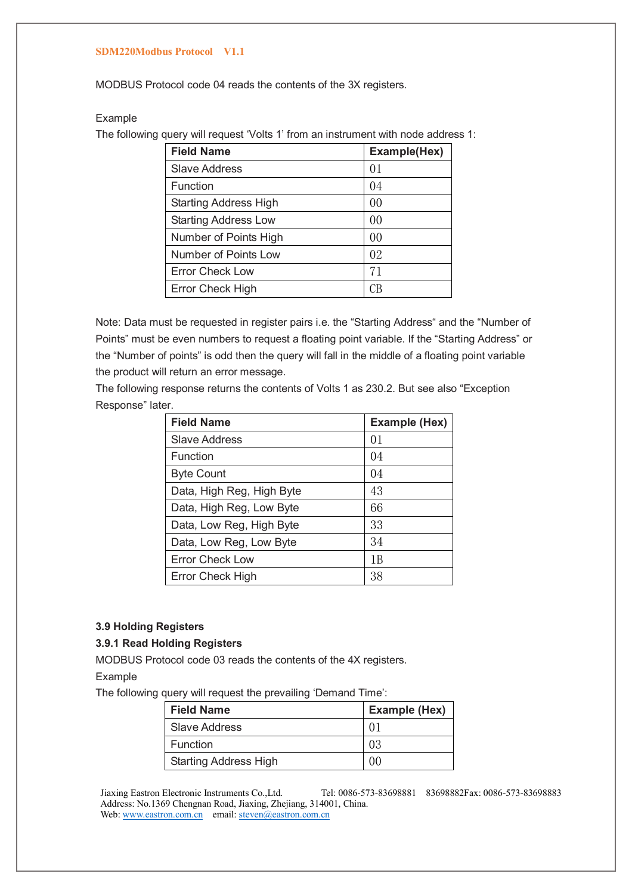MODBUS Protocol code 04 reads the contents of the 3X registers.

Example

The following query will request 'Volts 1' from an instrument with node address 1:

| Field Name | Example(Hex) |
|---|---|
| Slave Address | 01 |
| Function | 04 |
| Starting Address High | 00 |
| Starting Address Low | 00 |
| Number of Points High | 00 |
| Number of Points Low | 02 |
| Error Check Low | 71 |
| Error Check High | CB |

Note: Data must be requested in register pairs i.e. the "Starting Address" and the "Number of Points" must be even numbers to request a floating point variable. If the "Starting Address" or the "Number of points" is odd then the query will fall in the middle of a floating point variable the product will return an error message.

The following response returns the contents of Volts 1 as 230.2. But see also "Exception Response" later.

| Field Name | Example (Hex) |
|---|---|
| Slave Address | 01 |
| Function | 04 |
| Byte Count | 04 |
| Data, High Reg, High Byte | 43 |
| Data, High Reg, Low Byte | 66 |
| Data, Low Reg, High Byte | 33 |
| Data, Low Reg, Low Byte | 34 |
| Error Check Low | 1B |
| Error Check High | 38 |

### 3.9 Holding Registers

#### 3.9.1 Read Holding Registers

MODBUS Protocol code 03 reads the contents of the 4X registers.

Example

The following query will request the prevailing 'Demand Time':

| Field Name | Example (Hex) |
|---|---|
| Slave Address | 01 |
| Function | 03 |
| Starting Address High | 00 |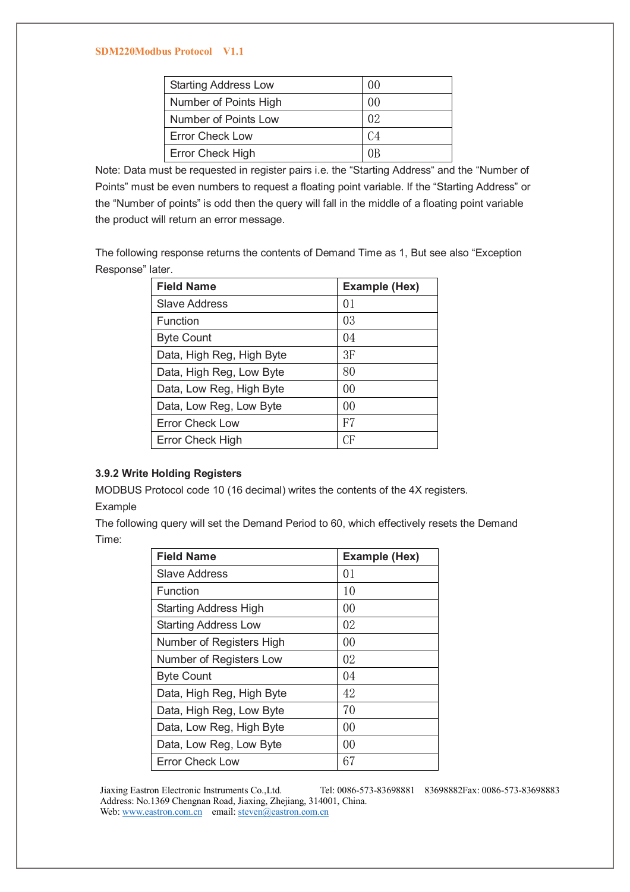| Starting Address Low | 00 |
|---|---|
| Number of Points High | 00 |
| Number of Points Low | 02 |
| Error Check Low | C4 |
| Error Check High | 0B |

Note: Data must be requested in register pairs i.e. the "Starting Address" and the "Number of Points" must be even numbers to request a floating point variable. If the "Starting Address" or the "Number of points" is odd then the query will fall in the middle of a floating point variable the product will return an error message.

The following response returns the contents of Demand Time as 1, But see also "Exception Response" later.

| Field Name | Example (Hex) |
|---|---|
| Slave Address | 01 |
| Function | 03 |
| Byte Count | 04 |
| Data, High Reg, High Byte | 3F |
| Data, High Reg, Low Byte | 80 |
| Data, Low Reg, High Byte | 00 |
| Data, Low Reg, Low Byte | 00 |
| Error Check Low | F7 |
| Error Check High | CF |

### 3.9.2 Write Holding Registers

MODBUS Protocol code 10 (16 decimal) writes the contents of the 4X registers.

Example

The following query will set the Demand Period to 60, which effectively resets the Demand Time:

| Field Name | Example (Hex) |
|---|---|
| Slave Address | 01 |
| Function | 10 |
| Starting Address High | 00 |
| Starting Address Low | 02 |
| Number of Registers High | 00 |
| Number of Registers Low | 02 |
| Byte Count | 04 |
| Data, High Reg, High Byte | 42 |
| Data, High Reg, Low Byte | 70 |
| Data, Low Reg, High Byte | 00 |
| Data, Low Reg, Low Byte | 00 |
| Error Check Low | 67 |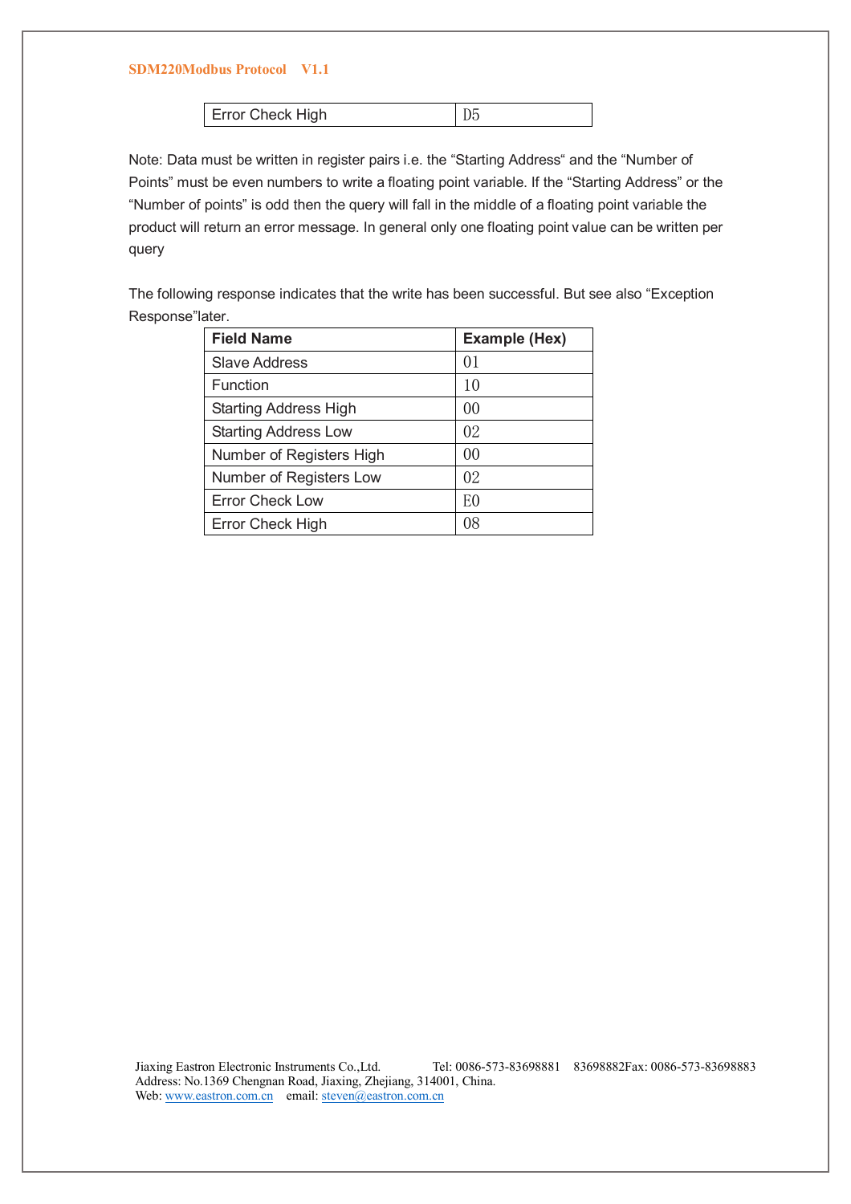| | |
|---|---|
| Error Check High | D5 |

Note: Data must be written in register pairs i.e. the "Starting Address" and the "Number of Points" must be even numbers to write a floating point variable. If the "Starting Address" or the "Number of points" is odd then the query will fall in the middle of a floating point variable the product will return an error message. In general only one floating point value can be written per query

The following response indicates that the write has been successful. But see also "Exception Response"later.

| Field Name | Example (Hex) |
|---|---|
| Slave Address | 01 |
| Function | 10 |
| Starting Address High | 00 |
| Starting Address Low | 02 |
| Number of Registers High | 00 |
| Number of Registers Low | 02 |
| Error Check Low | E0 |
| Error Check High | 08 |

Jiaxing Eastron Electronic Instruments Co.,Ltd. Tel: 0086-573-83698881 83698882Fax: 0086-573-83698883
Address: No.1369 Chengnan Road, Jiaxing, Zhejiang, 314001, China.
Web: www.eastron.com.cn email: steven@eastron.com.cn